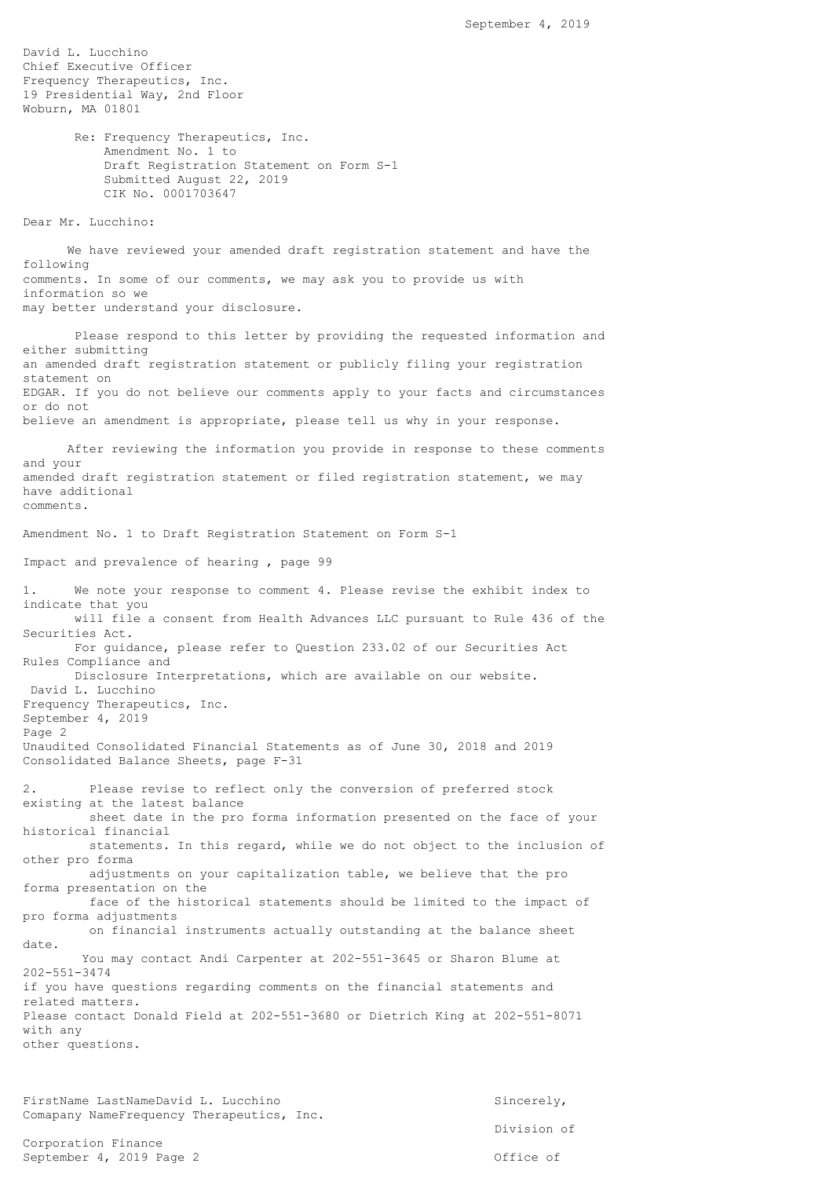September 4, 2019

David L. Lucchino
Chief Executive Officer
Frequency Therapeutics, Inc.
19 Presidential Way, 2nd Floor
Woburn, MA 01801

Re: Frequency Therapeutics, Inc.
Amendment No. 1 to
Draft Registration Statement on Form S-1
Submitted August 22, 2019
CIK No. 0001703647

Dear Mr. Lucchino:

We have reviewed your amended draft registration statement and have the following comments. In some of our comments, we may ask you to provide us with information so we may better understand your disclosure.

Please respond to this letter by providing the requested information and either submitting an amended draft registration statement or publicly filing your registration statement on EDGAR. If you do not believe our comments apply to your facts and circumstances or do not believe an amendment is appropriate, please tell us why in your response.

After reviewing the information you provide in response to these comments and your amended draft registration statement or filed registration statement, we may have additional comments.

Amendment No. 1 to Draft Registration Statement on Form S-1

Impact and prevalence of hearing , page 99

1. We note your response to comment 4. Please revise the exhibit index to indicate that you will file a consent from Health Advances LLC pursuant to Rule 436 of the Securities Act. For guidance, please refer to Question 233.02 of our Securities Act Rules Compliance and Disclosure Interpretations, which are available on our website.

Unaudited Consolidated Financial Statements as of June 30, 2018 and 2019
Consolidated Balance Sheets, page F-31

2. Please revise to reflect only the conversion of preferred stock existing at the latest balance sheet date in the pro forma information presented on the face of your historical financial statements. In this regard, while we do not object to the inclusion of other pro forma adjustments on your capitalization table, we believe that the pro forma presentation on the face of the historical statements should be limited to the impact of pro forma adjustments on financial instruments actually outstanding at the balance sheet date.

You may contact Andi Carpenter at 202-551-3645 or Sharon Blume at 202-551-3474 if you have questions regarding comments on the financial statements and related matters. Please contact Donald Field at 202-551-3680 or Dietrich King at 202-551-8071 with any other questions.

Sincerely,

Division of Corporation Finance
Office of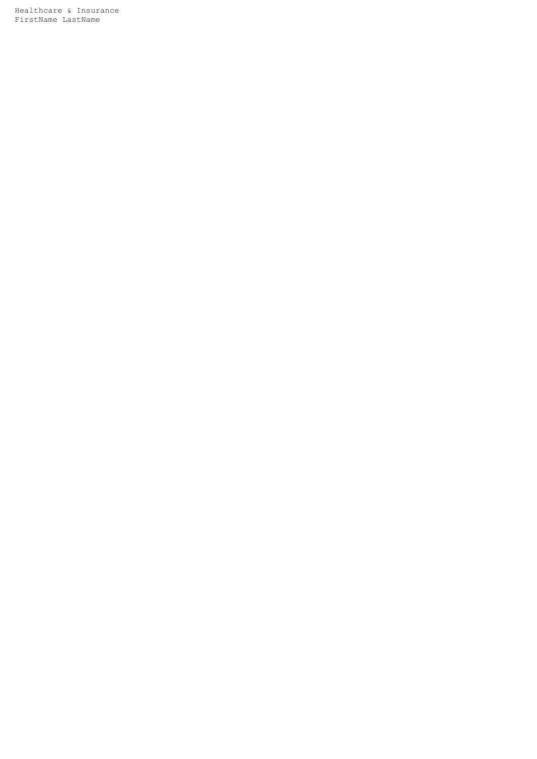Healthcare & Insurance
FirstName LastName